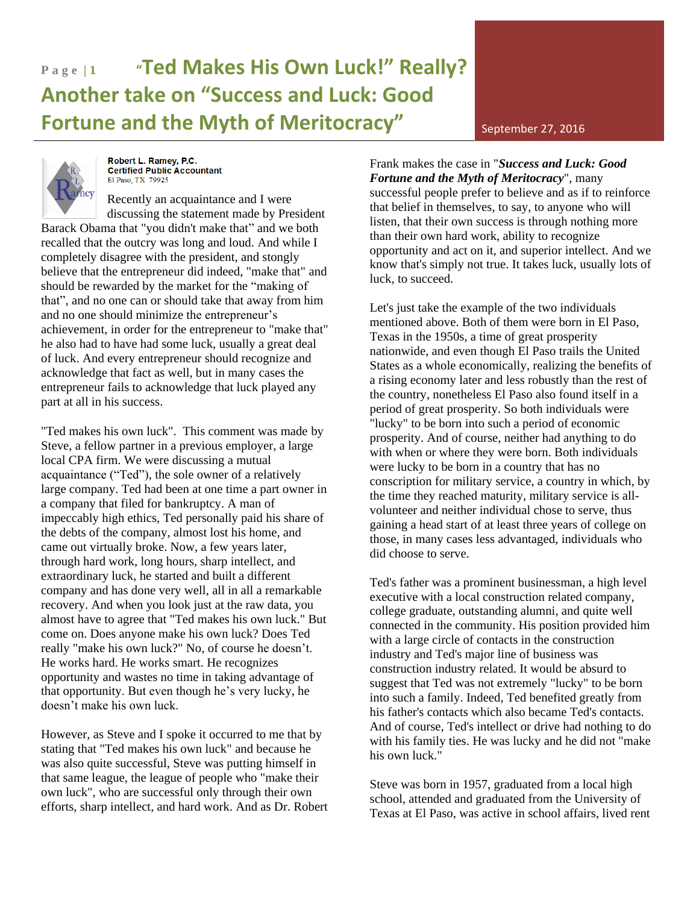# "Ted Makes His Own Luck!" Really? Another take on "Success and Luck: Good Fortune and the Myth of Meritocracy"

September 27, 2016

**Robert L. Ramey, P.C.**
**Certified Public Accountant**
El Paso, TX 79925

Recently an acquaintance and I were discussing the statement made by President Barack Obama that "you didn't make that" and we both recalled that the outcry was long and loud. And while I completely disagree with the president, and stongly believe that the entrepreneur did indeed, "make that" and should be rewarded by the market for the "making of that", and no one can or should take that away from him and no one should minimize the entrepreneur's achievement, in order for the entrepreneur to "make that" he also had to have had some luck, usually a great deal of luck. And every entrepreneur should recognize and acknowledge that fact as well, but in many cases the entrepreneur fails to acknowledge that luck played any part at all in his success.

"Ted makes his own luck". This comment was made by Steve, a fellow partner in a previous employer, a large local CPA firm. We were discussing a mutual acquaintance ("Ted"), the sole owner of a relatively large company. Ted had been at one time a part owner in a company that filed for bankruptcy. A man of impeccably high ethics, Ted personally paid his share of the debts of the company, almost lost his home, and came out virtually broke. Now, a few years later, through hard work, long hours, sharp intellect, and extraordinary luck, he started and built a different company and has done very well, all in all a remarkable recovery. And when you look just at the raw data, you almost have to agree that "Ted makes his own luck." But come on. Does anyone make his own luck? Does Ted really "make his own luck?" No, of course he doesn't. He works hard. He works smart. He recognizes opportunity and wastes no time in taking advantage of that opportunity. But even though he's very lucky, he doesn't make his own luck.

However, as Steve and I spoke it occurred to me that by stating that "Ted makes his own luck" and because he was also quite successful, Steve was putting himself in that same league, the league of people who "make their own luck", who are successful only through their own efforts, sharp intellect, and hard work. And as Dr. Robert Frank makes the case in "***Success and Luck: Good Fortune and the Myth of Meritocracy***", many successful people prefer to believe and as if to reinforce that belief in themselves, to say, to anyone who will listen, that their own success is through nothing more than their own hard work, ability to recognize opportunity and act on it, and superior intellect. And we know that's simply not true. It takes luck, usually lots of luck, to succeed.

Let's just take the example of the two individuals mentioned above. Both of them were born in El Paso, Texas in the 1950s, a time of great prosperity nationwide, and even though El Paso trails the United States as a whole economically, realizing the benefits of a rising economy later and less robustly than the rest of the country, nonetheless El Paso also found itself in a period of great prosperity. So both individuals were "lucky" to be born into such a period of economic prosperity. And of course, neither had anything to do with when or where they were born. Both individuals were lucky to be born in a country that has no conscription for military service, a country in which, by the time they reached maturity, military service is all-volunteer and neither individual chose to serve, thus gaining a head start of at least three years of college on those, in many cases less advantaged, individuals who did choose to serve.

Ted's father was a prominent businessman, a high level executive with a local construction related company, college graduate, outstanding alumni, and quite well connected in the community. His position provided him with a large circle of contacts in the construction industry and Ted's major line of business was construction industry related. It would be absurd to suggest that Ted was not extremely "lucky" to be born into such a family. Indeed, Ted benefited greatly from his father's contacts which also became Ted's contacts. And of course, Ted's intellect or drive had nothing to do with his family ties. He was lucky and he did not "make his own luck."

Steve was born in 1957, graduated from a local high school, attended and graduated from the University of Texas at El Paso, was active in school affairs, lived rent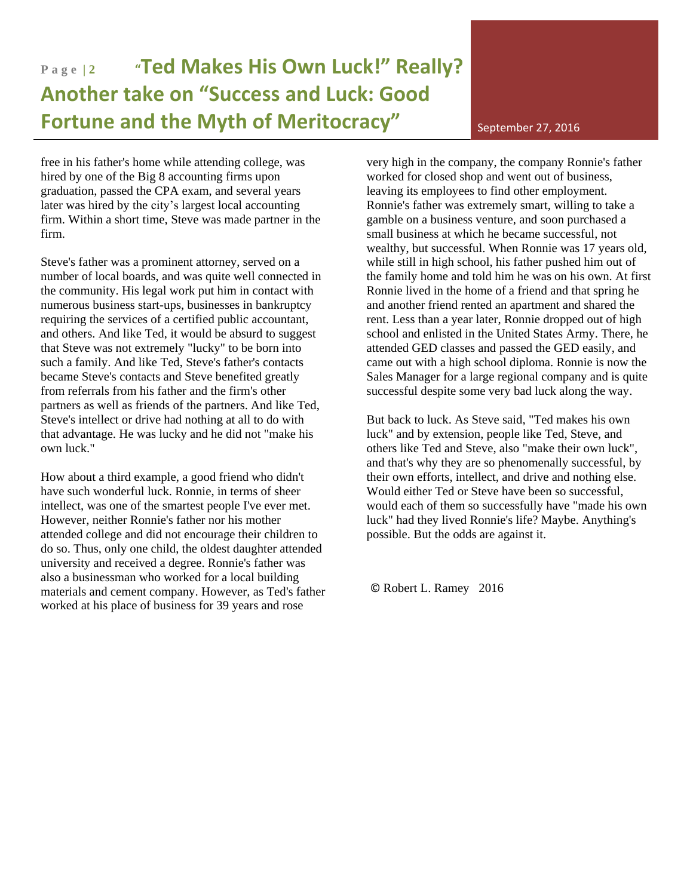free in his father's home while attending college, was hired by one of the Big 8 accounting firms upon graduation, passed the CPA exam, and several years later was hired by the city's largest local accounting firm. Within a short time, Steve was made partner in the firm.

Steve's father was a prominent attorney, served on a number of local boards, and was quite well connected in the community. His legal work put him in contact with numerous business start-ups, businesses in bankruptcy requiring the services of a certified public accountant, and others. And like Ted, it would be absurd to suggest that Steve was not extremely "lucky" to be born into such a family. And like Ted, Steve's father's contacts became Steve's contacts and Steve benefited greatly from referrals from his father and the firm's other partners as well as friends of the partners. And like Ted, Steve's intellect or drive had nothing at all to do with that advantage. He was lucky and he did not "make his own luck."

How about a third example, a good friend who didn't have such wonderful luck. Ronnie, in terms of sheer intellect, was one of the smartest people I've ever met. However, neither Ronnie's father nor his mother attended college and did not encourage their children to do so. Thus, only one child, the oldest daughter attended university and received a degree. Ronnie's father was also a businessman who worked for a local building materials and cement company. However, as Ted's father worked at his place of business for 39 years and rose very high in the company, the company Ronnie's father worked for closed shop and went out of business, leaving its employees to find other employment. Ronnie's father was extremely smart, willing to take a gamble on a business venture, and soon purchased a small business at which he became successful, not wealthy, but successful. When Ronnie was 17 years old, while still in high school, his father pushed him out of the family home and told him he was on his own. At first Ronnie lived in the home of a friend and that spring he and another friend rented an apartment and shared the rent. Less than a year later, Ronnie dropped out of high school and enlisted in the United States Army. There, he attended GED classes and passed the GED easily, and came out with a high school diploma. Ronnie is now the Sales Manager for a large regional company and is quite successful despite some very bad luck along the way.

But back to luck. As Steve said, "Ted makes his own luck" and by extension, people like Ted, Steve, and others like Ted and Steve, also "make their own luck", and that's why they are so phenomenally successful, by their own efforts, intellect, and drive and nothing else. Would either Ted or Steve have been so successful, would each of them so successfully have "made his own luck" had they lived Ronnie's life? Maybe. Anything's possible. But the odds are against it.

© Robert L. Ramey 2016